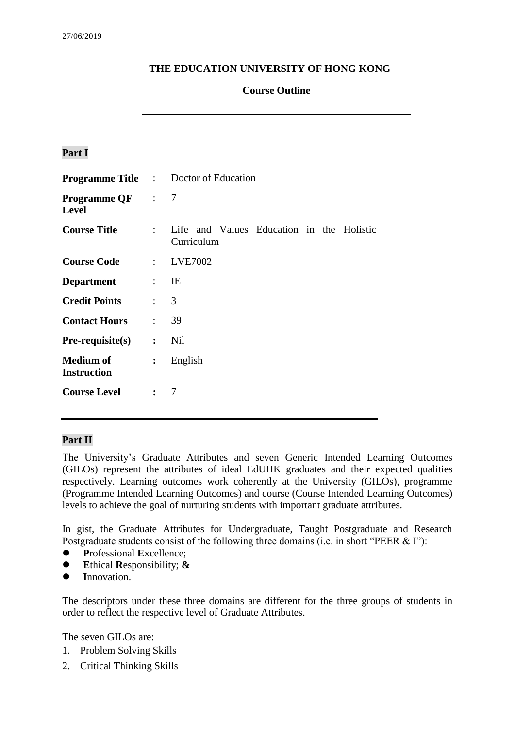27/06/2019

**THE EDUCATION UNIVERSITY OF HONG KONG**

**Course Outline**

## Part I

| | | |
|---|---|---|
| **Programme Title** | : | Doctor of Education |
| **Programme QF Level** | : | 7 |
| **Course Title** | : | Life and Values Education in the Holistic Curriculum |
| **Course Code** | : | LVE7002 |
| **Department** | : | IE |
| **Credit Points** | : | 3 |
| **Contact Hours** | : | 39 |
| **Pre-requisite(s)** | : | Nil |
| **Medium of Instruction** | : | English |
| **Course Level** | : | 7 |

## Part II

The University's Graduate Attributes and seven Generic Intended Learning Outcomes (GILOs) represent the attributes of ideal EdUHK graduates and their expected qualities respectively. Learning outcomes work coherently at the University (GILOs), programme (Programme Intended Learning Outcomes) and course (Course Intended Learning Outcomes) levels to achieve the goal of nurturing students with important graduate attributes.

In gist, the Graduate Attributes for Undergraduate, Taught Postgraduate and Research Postgraduate students consist of the following three domains (i.e. in short "PEER & I"):

- **P**rofessional **E**xcellence;
- **E**thical **R**esponsibility; **&**
- **I**nnovation.

The descriptors under these three domains are different for the three groups of students in order to reflect the respective level of Graduate Attributes.

The seven GILOs are:

1. Problem Solving Skills
2. Critical Thinking Skills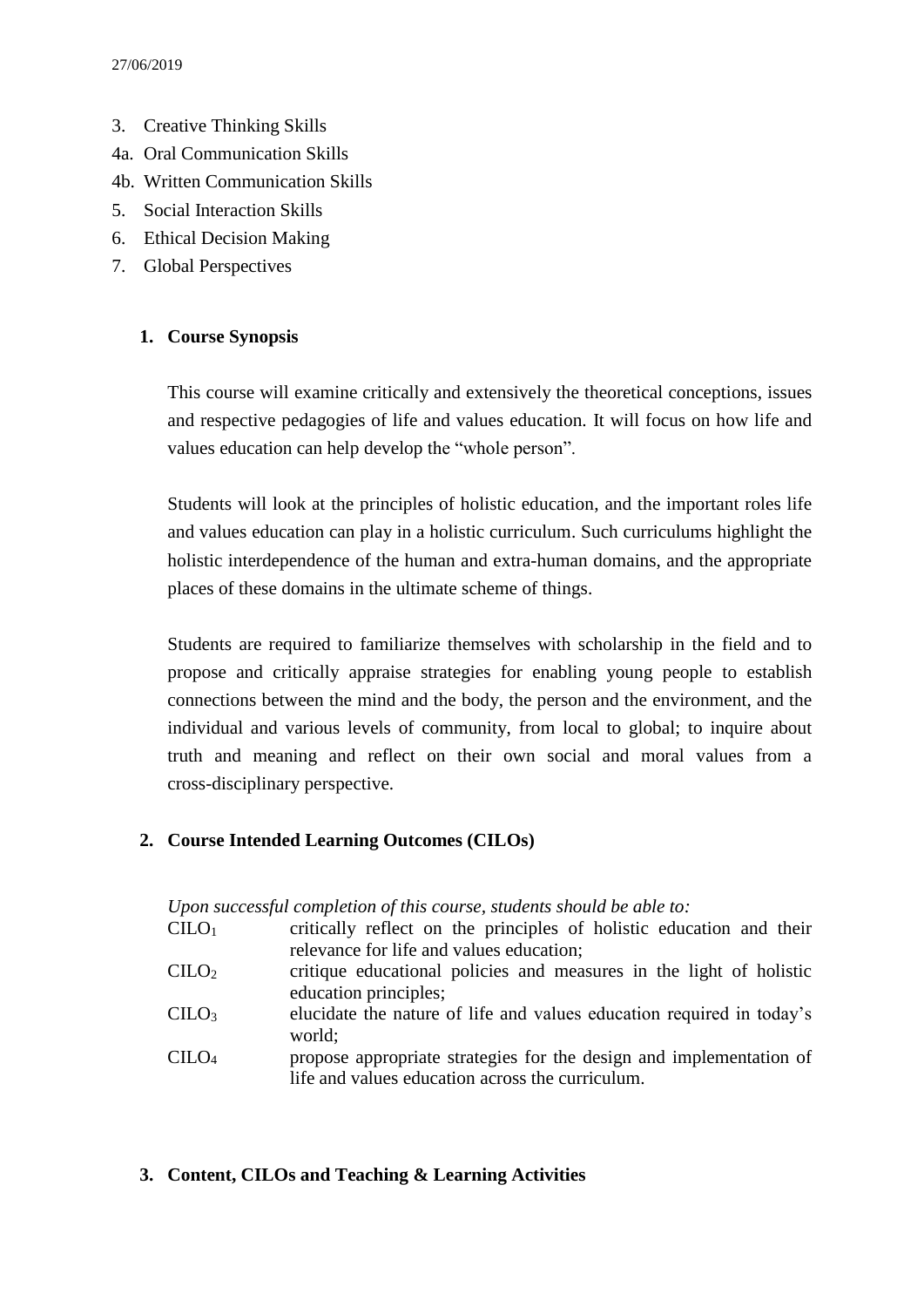3. Creative Thinking Skills
4a. Oral Communication Skills
4b. Written Communication Skills
5. Social Interaction Skills
6. Ethical Decision Making
7. Global Perspectives

## 1. Course Synopsis

This course will examine critically and extensively the theoretical conceptions, issues and respective pedagogies of life and values education. It will focus on how life and values education can help develop the "whole person".

Students will look at the principles of holistic education, and the important roles life and values education can play in a holistic curriculum. Such curriculums highlight the holistic interdependence of the human and extra-human domains, and the appropriate places of these domains in the ultimate scheme of things.

Students are required to familiarize themselves with scholarship in the field and to propose and critically appraise strategies for enabling young people to establish connections between the mind and the body, the person and the environment, and the individual and various levels of community, from local to global; to inquire about truth and meaning and reflect on their own social and moral values from a cross-disciplinary perspective.

## 2. Course Intended Learning Outcomes (CILOs)

*Upon successful completion of this course, students should be able to:*

| | |
|---|---|
| $CILO_1$ | critically reflect on the principles of holistic education and their relevance for life and values education; |
| $CILO_2$ | critique educational policies and measures in the light of holistic education principles; |
| $CILO_3$ | elucidate the nature of life and values education required in today's world; |
| $CILO_4$ | propose appropriate strategies for the design and implementation of life and values education across the curriculum. |

## 3. Content, CILOs and Teaching & Learning Activities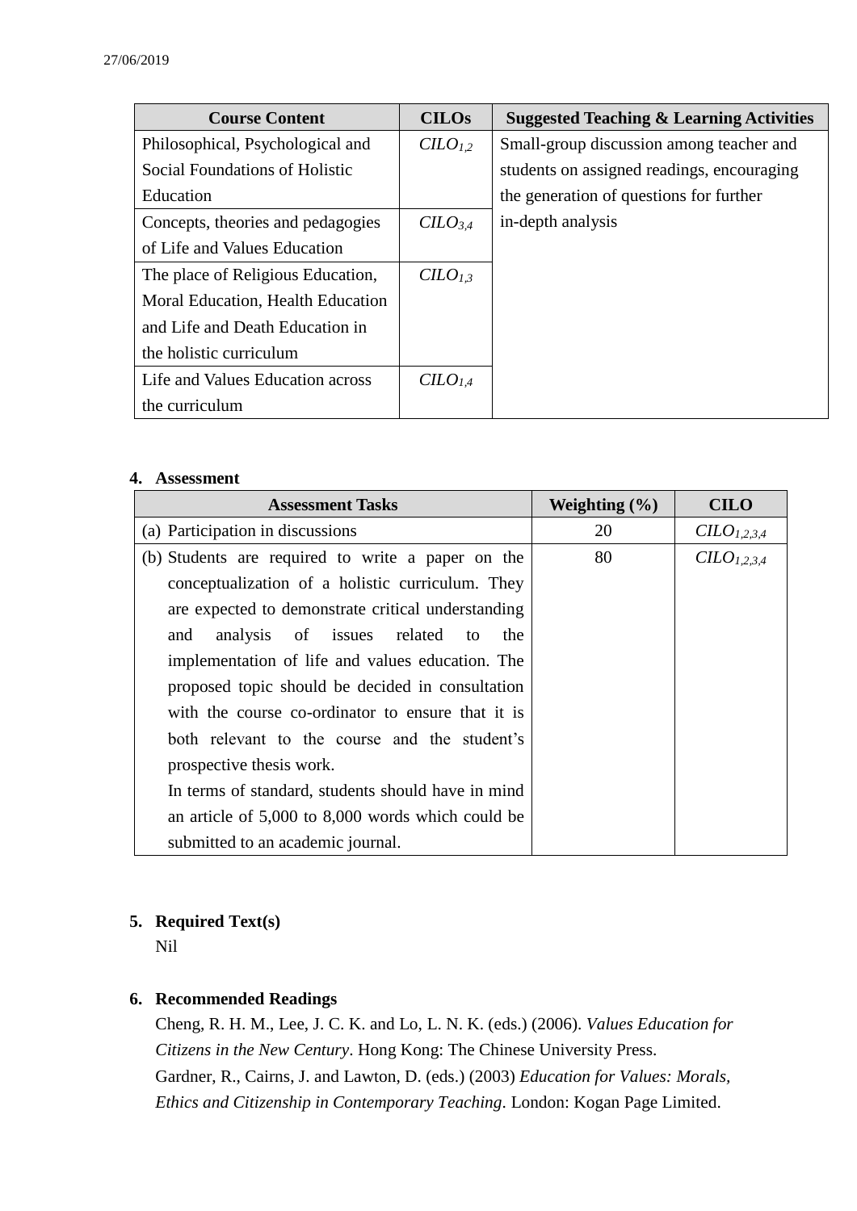| Course Content | CILOs | Suggested Teaching & Learning Activities |
| --- | --- | --- |
| Philosophical, Psychological and Social Foundations of Holistic Education | $CILO_{1,2}$ | Small-group discussion among teacher and students on assigned readings, encouraging the generation of questions for further in-depth analysis |
| Concepts, theories and pedagogies of Life and Values Education | $CILO_{3,4}$ | |
| The place of Religious Education, Moral Education, Health Education and Life and Death Education in the holistic curriculum | $CILO_{1,3}$ | |
| Life and Values Education across the curriculum | $CILO_{1,4}$ | |

## 4. Assessment

| Assessment Tasks | Weighting (%) | CILO |
| --- | --- | --- |
| (a) Participation in discussions | 20 | $CILO_{1,2,3,4}$ |
| (b) Students are required to write a paper on the conceptualization of a holistic curriculum. They are expected to demonstrate critical understanding and analysis of issues related to the implementation of life and values education. The proposed topic should be decided in consultation with the course co-ordinator to ensure that it is both relevant to the course and the student's prospective thesis work. In terms of standard, students should have in mind an article of 5,000 to 8,000 words which could be submitted to an academic journal. | 80 | $CILO_{1,2,3,4}$ |

## 5. Required Text(s)

Nil

## 6. Recommended Readings

Cheng, R. H. M., Lee, J. C. K. and Lo, L. N. K. (eds.) (2006). *Values Education for Citizens in the New Century*. Hong Kong: The Chinese University Press.

Gardner, R., Cairns, J. and Lawton, D. (eds.) (2003) *Education for Values: Morals, Ethics and Citizenship in Contemporary Teaching*. London: Kogan Page Limited.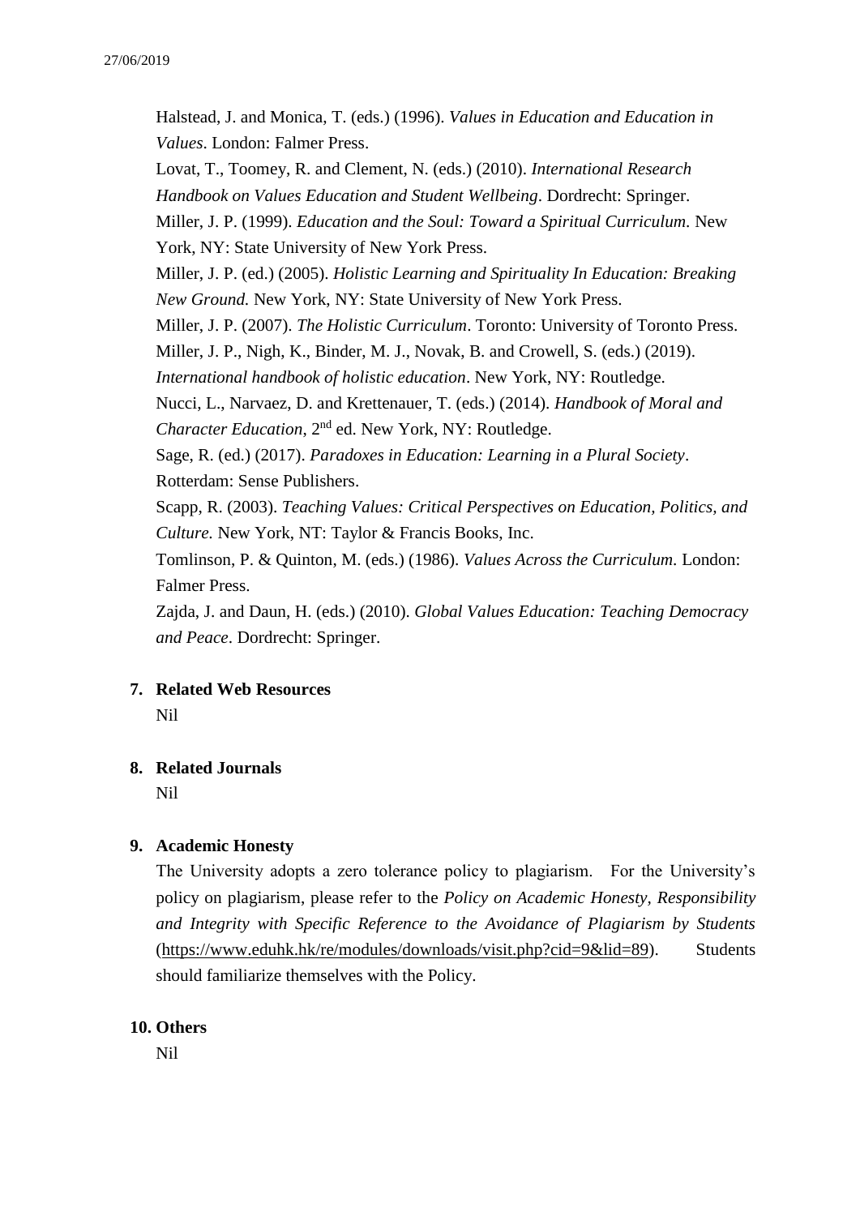Halstead, J. and Monica, T. (eds.) (1996). *Values in Education and Education in Values*. London: Falmer Press.

Lovat, T., Toomey, R. and Clement, N. (eds.) (2010). *International Research Handbook on Values Education and Student Wellbeing*. Dordrecht: Springer.

Miller, J. P. (1999). *Education and the Soul: Toward a Spiritual Curriculum.* New York, NY: State University of New York Press.

Miller, J. P. (ed.) (2005). *Holistic Learning and Spirituality In Education: Breaking New Ground.* New York, NY: State University of New York Press.

Miller, J. P. (2007). *The Holistic Curriculum*. Toronto: University of Toronto Press.

Miller, J. P., Nigh, K., Binder, M. J., Novak, B. and Crowell, S. (eds.) (2019). *International handbook of holistic education*. New York, NY: Routledge.

Nucci, L., Narvaez, D. and Krettenauer, T. (eds.) (2014). *Handbook of Moral and Character Education*, 2nd ed. New York, NY: Routledge.

Sage, R. (ed.) (2017). *Paradoxes in Education: Learning in a Plural Society*. Rotterdam: Sense Publishers.

Scapp, R. (2003). *Teaching Values: Critical Perspectives on Education, Politics, and Culture.* New York, NT: Taylor & Francis Books, Inc.

Tomlinson, P. & Quinton, M. (eds.) (1986). *Values Across the Curriculum.* London: Falmer Press.

Zajda, J. and Daun, H. (eds.) (2010). *Global Values Education: Teaching Democracy and Peace*. Dordrecht: Springer.

**7. Related Web Resources**

Nil

**8. Related Journals**

Nil

**9. Academic Honesty**

The University adopts a zero tolerance policy to plagiarism. For the University's policy on plagiarism, please refer to the *Policy on Academic Honesty, Responsibility and Integrity with Specific Reference to the Avoidance of Plagiarism by Students* (https://www.eduhk.hk/re/modules/downloads/visit.php?cid=9&lid=89). Students should familiarize themselves with the Policy.

**10. Others**

Nil